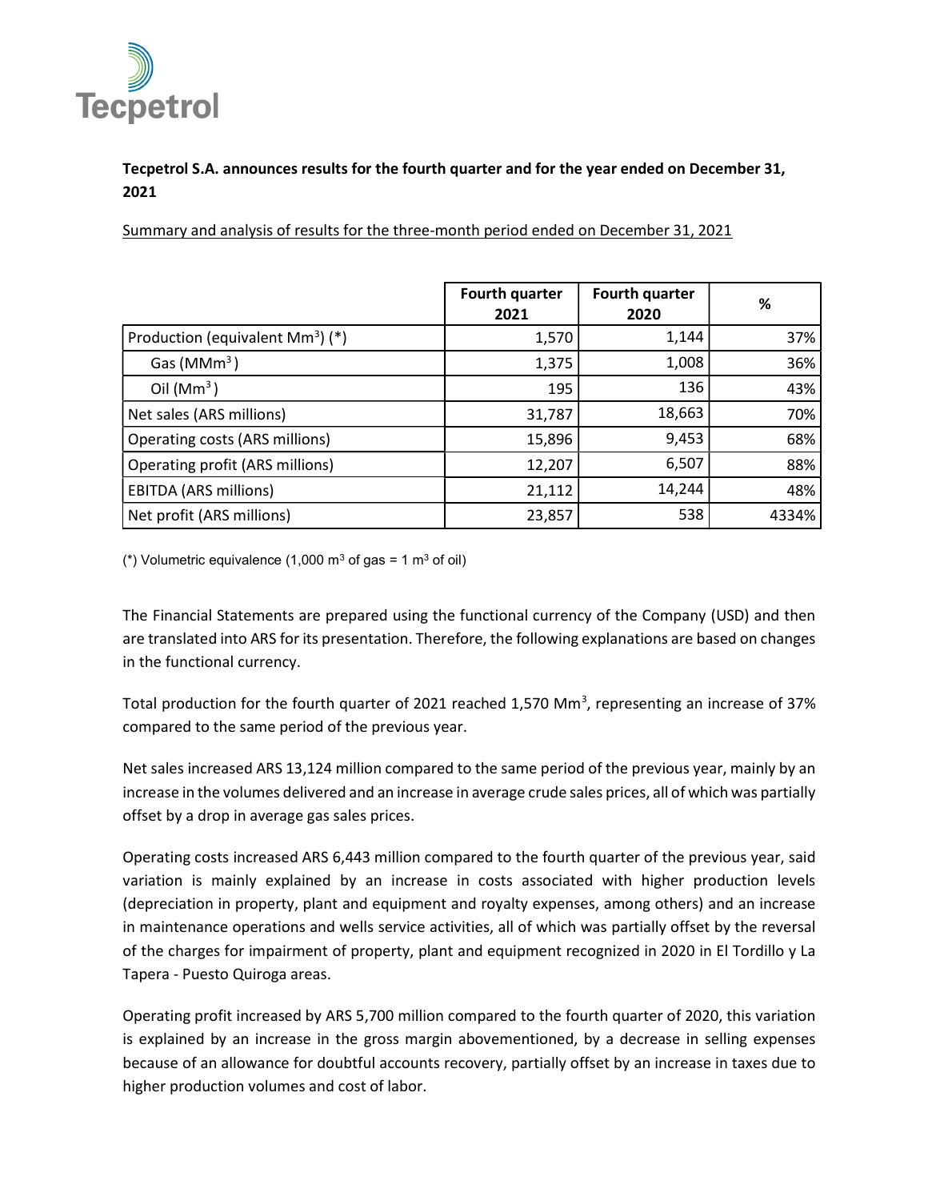**Tecpetrol S.A. announces results for the fourth quarter and for the year ended on December 31, 2021**

Summary and analysis of results for the three-month period ended on December 31, 2021

| | Fourth quarter 2021 | Fourth quarter 2020 | % |
|---|---|---|---|
| Production (equivalent $Mm^3$) (*) | 1,570 | 1,144 | 37% |
| Gas ($MMm^3$) | 1,375 | 1,008 | 36% |
| Oil ($Mm^3$) | 195 | 136 | 43% |
| Net sales (ARS millions) | 31,787 | 18,663 | 70% |
| Operating costs (ARS millions) | 15,896 | 9,453 | 68% |
| Operating profit (ARS millions) | 12,207 | 6,507 | 88% |
| EBITDA (ARS millions) | 21,112 | 14,244 | 48% |
| Net profit (ARS millions) | 23,857 | 538 | 4334% |

(*) Volumetric equivalence (1,000 $m^3$ of gas = 1 $m^3$ of oil)

The Financial Statements are prepared using the functional currency of the Company (USD) and then are translated into ARS for its presentation. Therefore, the following explanations are based on changes in the functional currency.

Total production for the fourth quarter of 2021 reached 1,570 $Mm^3$, representing an increase of 37% compared to the same period of the previous year.

Net sales increased ARS 13,124 million compared to the same period of the previous year, mainly by an increase in the volumes delivered and an increase in average crude sales prices, all of which was partially offset by a drop in average gas sales prices.

Operating costs increased ARS 6,443 million compared to the fourth quarter of the previous year, said variation is mainly explained by an increase in costs associated with higher production levels (depreciation in property, plant and equipment and royalty expenses, among others) and an increase in maintenance operations and wells service activities, all of which was partially offset by the reversal of the charges for impairment of property, plant and equipment recognized in 2020 in El Tordillo y La Tapera - Puesto Quiroga areas.

Operating profit increased by ARS 5,700 million compared to the fourth quarter of 2020, this variation is explained by an increase in the gross margin abovementioned, by a decrease in selling expenses because of an allowance for doubtful accounts recovery, partially offset by an increase in taxes due to higher production volumes and cost of labor.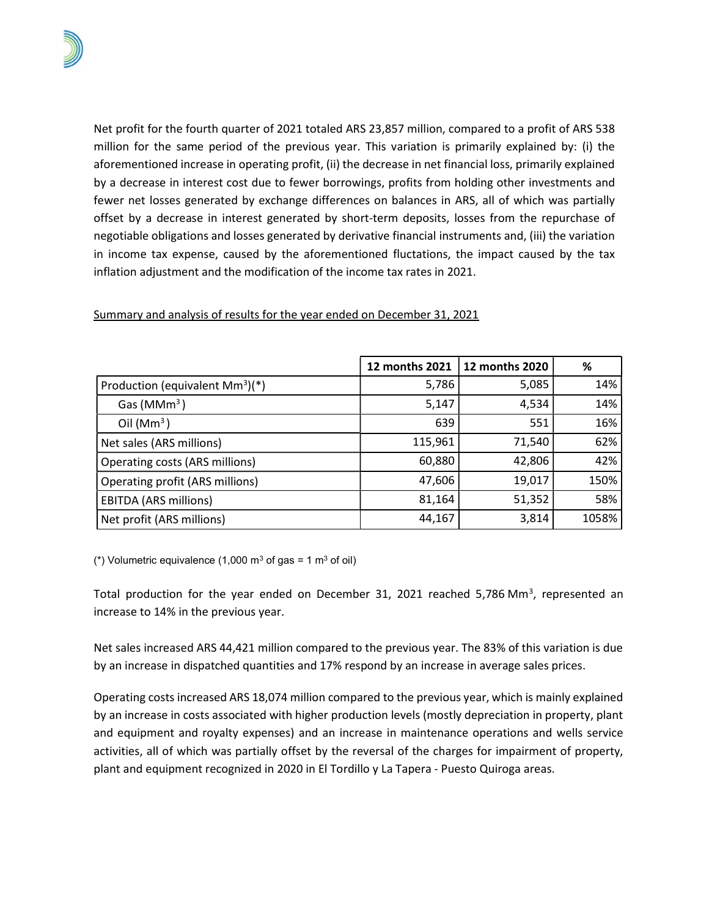Net profit for the fourth quarter of 2021 totaled ARS 23,857 million, compared to a profit of ARS 538 million for the same period of the previous year. This variation is primarily explained by: (i) the aforementioned increase in operating profit, (ii) the decrease in net financial loss, primarily explained by a decrease in interest cost due to fewer borrowings, profits from holding other investments and fewer net losses generated by exchange differences on balances in ARS, all of which was partially offset by a decrease in interest generated by short-term deposits, losses from the repurchase of negotiable obligations and losses generated by derivative financial instruments and, (iii) the variation in income tax expense, caused by the aforementioned fluctations, the impact caused by the tax inflation adjustment and the modification of the income tax rates in 2021.

<u>Summary and analysis of results for the year ended on December 31, 2021</u>

| | 12 months 2021 | 12 months 2020 | % |
|---|---|---|---|
| Production (equivalent $Mm^3$)(*) | 5,786 | 5,085 | 14% |
| Gas ($MMm^3$) | 5,147 | 4,534 | 14% |
| Oil ($Mm^3$) | 639 | 551 | 16% |
| Net sales (ARS millions) | 115,961 | 71,540 | 62% |
| Operating costs (ARS millions) | 60,880 | 42,806 | 42% |
| Operating profit (ARS millions) | 47,606 | 19,017 | 150% |
| EBITDA (ARS millions) | 81,164 | 51,352 | 58% |
| Net profit (ARS millions) | 44,167 | 3,814 | 1058% |

(*) Volumetric equivalence (1,000 $m^3$ of gas = 1 $m^3$ of oil)

Total production for the year ended on December 31, 2021 reached 5,786 $Mm^3$, represented an increase to 14% in the previous year.

Net sales increased ARS 44,421 million compared to the previous year. The 83% of this variation is due by an increase in dispatched quantities and 17% respond by an increase in average sales prices.

Operating costs increased ARS 18,074 million compared to the previous year, which is mainly explained by an increase in costs associated with higher production levels (mostly depreciation in property, plant and equipment and royalty expenses) and an increase in maintenance operations and wells service activities, all of which was partially offset by the reversal of the charges for impairment of property, plant and equipment recognized in 2020 in El Tordillo y La Tapera - Puesto Quiroga areas.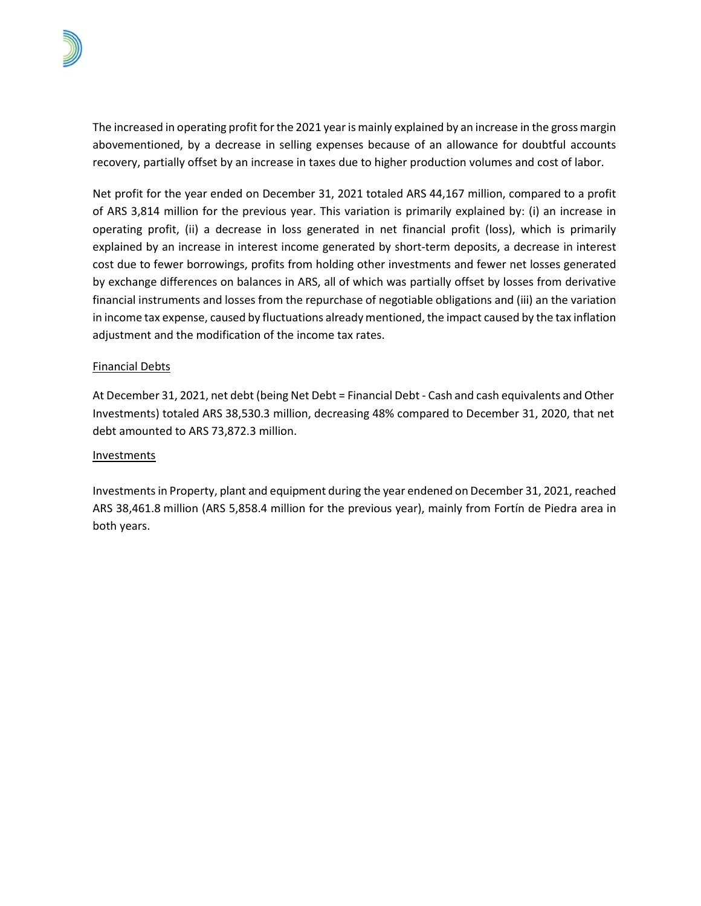The increased in operating profit for the 2021 year is mainly explained by an increase in the gross margin abovementioned, by a decrease in selling expenses because of an allowance for doubtful accounts recovery, partially offset by an increase in taxes due to higher production volumes and cost of labor.

Net profit for the year ended on December 31, 2021 totaled ARS 44,167 million, compared to a profit of ARS 3,814 million for the previous year. This variation is primarily explained by: (i) an increase in operating profit, (ii) a decrease in loss generated in net financial profit (loss), which is primarily explained by an increase in interest income generated by short-term deposits, a decrease in interest cost due to fewer borrowings, profits from holding other investments and fewer net losses generated by exchange differences on balances in ARS, all of which was partially offset by losses from derivative financial instruments and losses from the repurchase of negotiable obligations and (iii) an the variation in income tax expense, caused by fluctuations already mentioned, the impact caused by the tax inflation adjustment and the modification of the income tax rates.

<u>Financial Debts</u>

At December 31, 2021, net debt (being Net Debt = Financial Debt - Cash and cash equivalents and Other Investments) totaled ARS 38,530.3 million, decreasing 48% compared to December 31, 2020, that net debt amounted to ARS 73,872.3 million.

<u>Investments</u>

Investments in Property, plant and equipment during the year endened on December 31, 2021, reached ARS 38,461.8 million (ARS 5,858.4 million for the previous year), mainly from Fortín de Piedra area in both years.